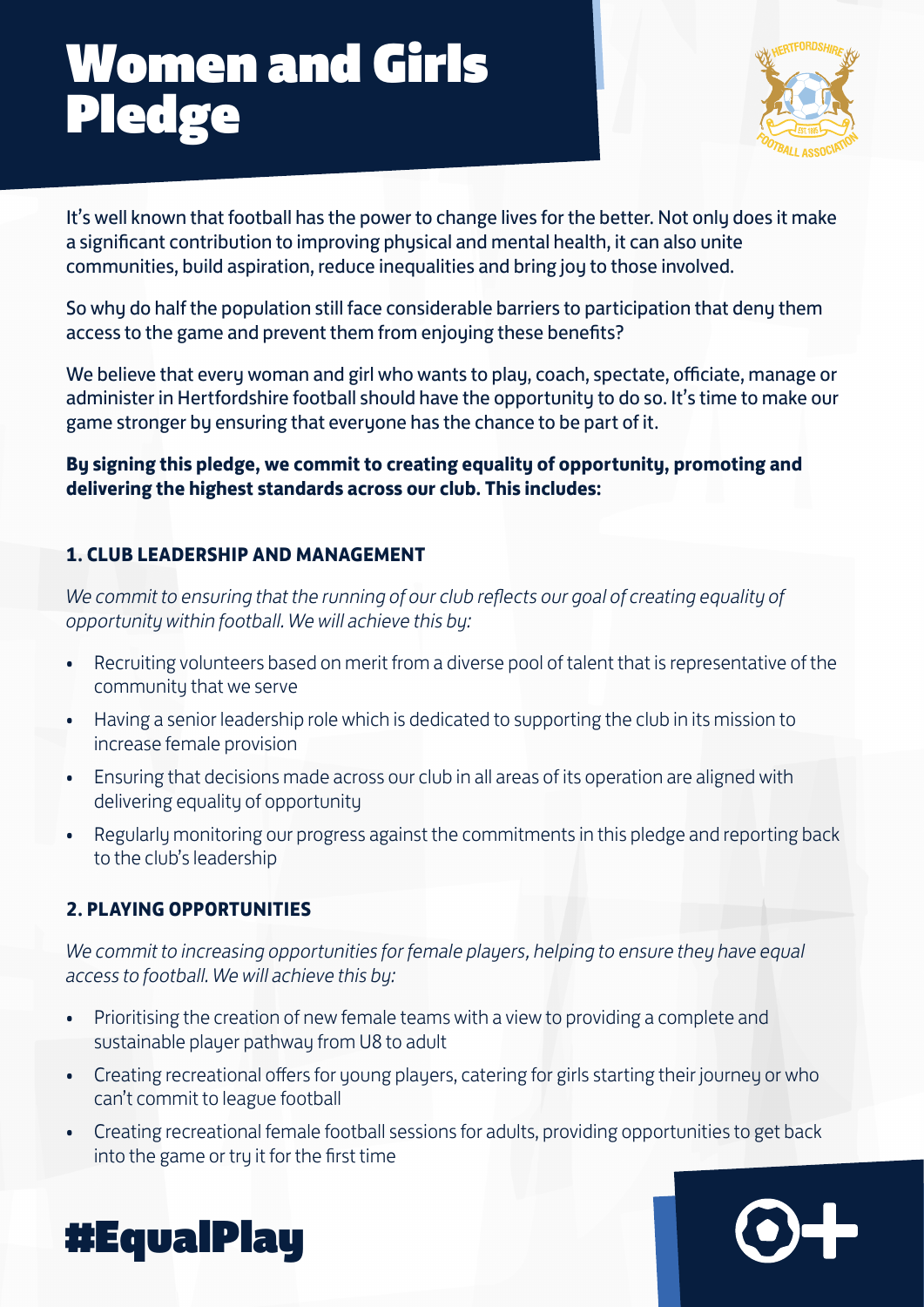# Women and Girls Pledge

It's well known that football has the power to change lives for the better. Not only does it make a significant contribution to improving physical and mental health, it can also unite communities, build aspiration, reduce inequalities and bring joy to those involved.

So why do half the population still face considerable barriers to participation that deny them access to the game and prevent them from enjoying these benefits?

We believe that every woman and girl who wants to play, coach, spectate, officiate, manage or administer in Hertfordshire football should have the opportunity to do so. It's time to make our game stronger by ensuring that everyone has the chance to be part of it.

**By signing this pledge, we commit to creating equality of opportunity, promoting and delivering the highest standards across our club. This includes:**

### 1. CLUB LEADERSHIP AND MANAGEMENT

*We commit to ensuring that the running of our club reflects our goal of creating equality of opportunity within football. We will achieve this by:*

- Recruiting volunteers based on merit from a diverse pool of talent that is representative of the community that we serve
- Having a senior leadership role which is dedicated to supporting the club in its mission to increase female provision
- Ensuring that decisions made across our club in all areas of its operation are aligned with delivering equality of opportunity
- Regularly monitoring our progress against the commitments in this pledge and reporting back to the club's leadership

### 2. PLAYING OPPORTUNITIES

*We commit to increasing opportunities for female players, helping to ensure they have equal access to football. We will achieve this by:*

- Prioritising the creation of new female teams with a view to providing a complete and sustainable player pathway from U8 to adult
- Creating recreational offers for young players, catering for girls starting their journey or who can't commit to league football
- Creating recreational female football sessions for adults, providing opportunities to get back into the game or try it for the first time

#EqualPlay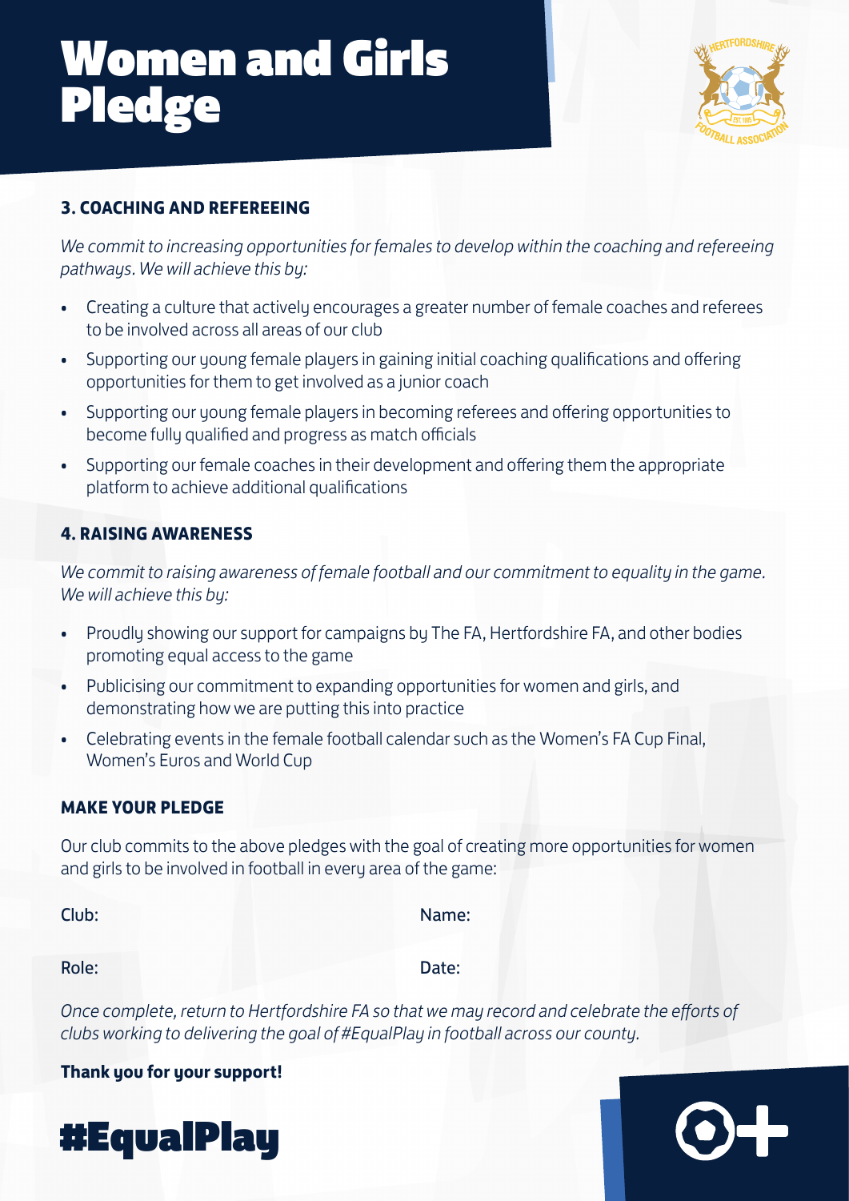# Women and Girls Pledge

### 3. COACHING AND REFEREEING

*We commit to increasing opportunities for females to develop within the coaching and refereeing pathways. We will achieve this by:*

- Creating a culture that actively encourages a greater number of female coaches and referees to be involved across all areas of our club
- Supporting our young female players in gaining initial coaching qualifications and offering opportunities for them to get involved as a junior coach
- Supporting our young female players in becoming referees and offering opportunities to become fully qualified and progress as match officials
- Supporting our female coaches in their development and offering them the appropriate platform to achieve additional qualifications

### 4. RAISING AWARENESS

*We commit to raising awareness of female football and our commitment to equality in the game. We will achieve this by:*

- Proudly showing our support for campaigns by The FA, Hertfordshire FA, and other bodies promoting equal access to the game
- Publicising our commitment to expanding opportunities for women and girls, and demonstrating how we are putting this into practice
- Celebrating events in the female football calendar such as the Women's FA Cup Final, Women's Euros and World Cup

### MAKE YOUR PLEDGE

Our club commits to the above pledges with the goal of creating more opportunities for women and girls to be involved in football in every area of the game:

Club:

Name:

Role:

Date:

*Once complete, return to Hertfordshire FA so that we may record and celebrate the efforts of clubs working to delivering the goal of #EqualPlay in football across our county.*

**Thank you for your support!**

#EqualPlay